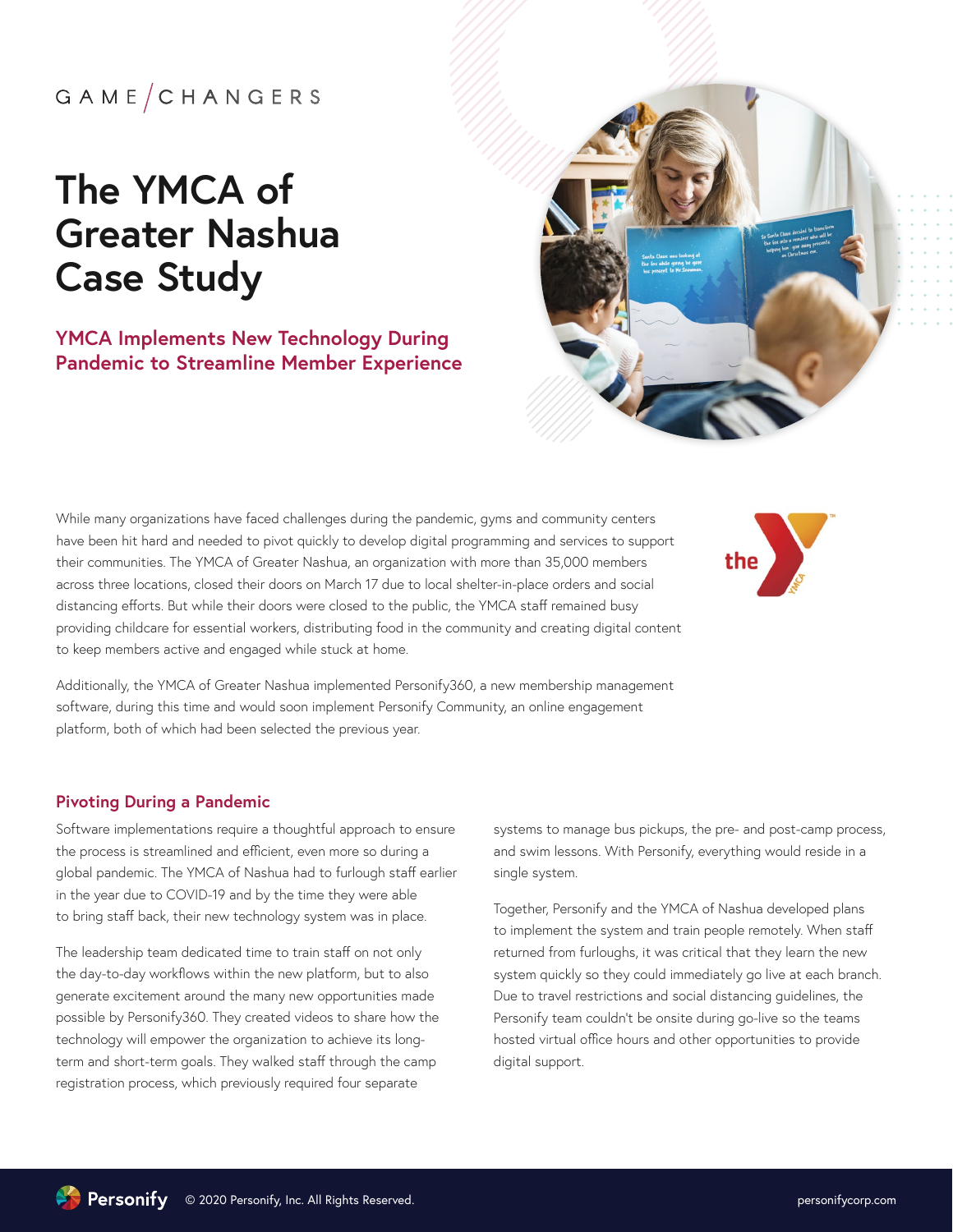GAME/CHANGERS

# The YMCA of Greater Nashua Case Study

## YMCA Implements New Technology During Pandemic to Streamline Member Experience

While many organizations have faced challenges during the pandemic, gyms and community centers have been hit hard and needed to pivot quickly to develop digital programming and services to support their communities. The YMCA of Greater Nashua, an organization with more than 35,000 members across three locations, closed their doors on March 17 due to local shelter-in-place orders and social distancing efforts. But while their doors were closed to the public, the YMCA staff remained busy providing childcare for essential workers, distributing food in the community and creating digital content to keep members active and engaged while stuck at home.

Additionally, the YMCA of Greater Nashua implemented Personify360, a new membership management software, during this time and would soon implement Personify Community, an online engagement platform, both of which had been selected the previous year.

### Pivoting During a Pandemic

Software implementations require a thoughtful approach to ensure the process is streamlined and efficient, even more so during a global pandemic. The YMCA of Nashua had to furlough staff earlier in the year due to COVID-19 and by the time they were able to bring staff back, their new technology system was in place.

The leadership team dedicated time to train staff on not only the day-to-day workflows within the new platform, but to also generate excitement around the many new opportunities made possible by Personify360. They created videos to share how the technology will empower the organization to achieve its long-term and short-term goals. They walked staff through the camp registration process, which previously required four separate systems to manage bus pickups, the pre- and post-camp process, and swim lessons. With Personify, everything would reside in a single system.

Together, Personify and the YMCA of Nashua developed plans to implement the system and train people remotely. When staff returned from furloughs, it was critical that they learn the new system quickly so they could immediately go live at each branch. Due to travel restrictions and social distancing guidelines, the Personify team couldn't be onsite during go-live so the teams hosted virtual office hours and other opportunities to provide digital support.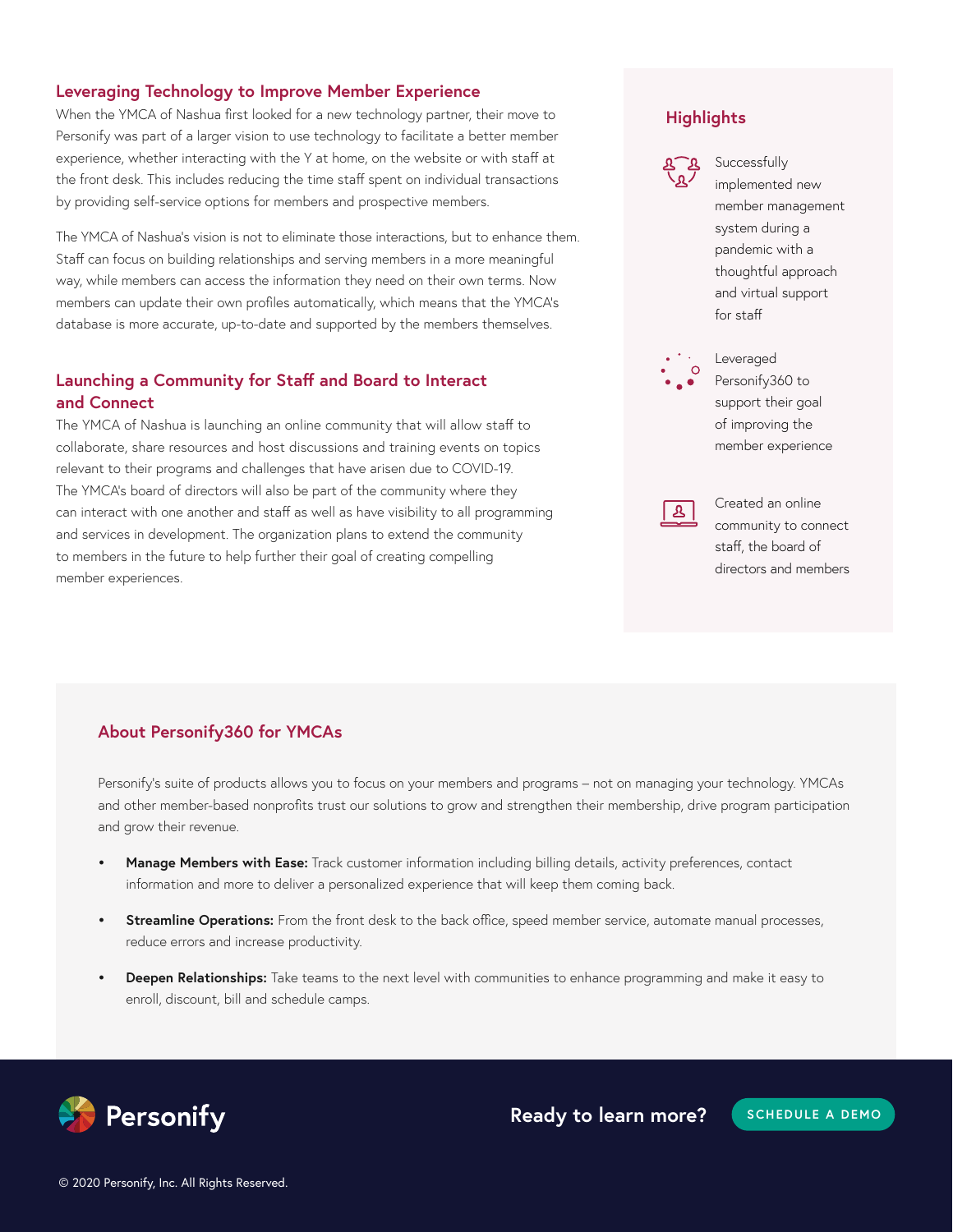## Leveraging Technology to Improve Member Experience

When the YMCA of Nashua first looked for a new technology partner, their move to Personify was part of a larger vision to use technology to facilitate a better member experience, whether interacting with the Y at home, on the website or with staff at the front desk. This includes reducing the time staff spent on individual transactions by providing self-service options for members and prospective members.

The YMCA of Nashua's vision is not to eliminate those interactions, but to enhance them. Staff can focus on building relationships and serving members in a more meaningful way, while members can access the information they need on their own terms. Now members can update their own profiles automatically, which means that the YMCA's database is more accurate, up-to-date and supported by the members themselves.

## Launching a Community for Staff and Board to Interact and Connect

The YMCA of Nashua is launching an online community that will allow staff to collaborate, share resources and host discussions and training events on topics relevant to their programs and challenges that have arisen due to COVID-19. The YMCA's board of directors will also be part of the community where they can interact with one another and staff as well as have visibility to all programming and services in development. The organization plans to extend the community to members in the future to help further their goal of creating compelling member experiences.

## Highlights

- Successfully implemented new member management system during a pandemic with a thoughtful approach and virtual support for staff
- Leveraged Personify360 to support their goal of improving the member experience
- Created an online community to connect staff, the board of directors and members

## About Personify360 for YMCAs

Personify's suite of products allows you to focus on your members and programs – not on managing your technology. YMCAs and other member-based nonprofits trust our solutions to grow and strengthen their membership, drive program participation and grow their revenue.

- **Manage Members with Ease:** Track customer information including billing details, activity preferences, contact information and more to deliver a personalized experience that will keep them coming back.
- **Streamline Operations:** From the front desk to the back office, speed member service, automate manual processes, reduce errors and increase productivity.
- **Deepen Relationships:** Take teams to the next level with communities to enhance programming and make it easy to enroll, discount, bill and schedule camps.

Personify

Ready to learn more? SCHEDULE A DEMO

© 2020 Personify, Inc. All Rights Reserved.